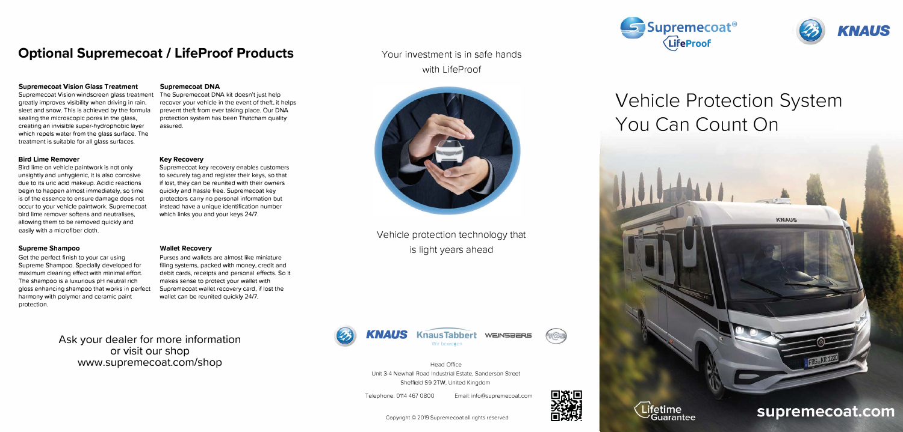## Optional Supremecoat / LifeProof Products

**Supremecoat Vision Glass Treatment**

Supremecoat Vision windscreen glass treatment greatly improves visibility when driving in rain, sleet and snow. This is achieved by the formula sealing the microscopic pores in the glass, creating an invisible super-hydrophobic layer which repels water from the glass surface. The treatment is suitable for all glass surfaces.

**Bird Lime Remover**

Bird lime on vehicle paintwork is not only unsightly and unhygienic, it is also corrosive due to its uric acid makeup. Acidic reactions begin to happen almost immediately, so time is of the essence to ensure damage does not occur to your vehicle paintwork. Supremecoat bird lime remover softens and neutralises, allowing them to be removed quickly and easily with a microfiber cloth.

**Supreme Shampoo**

Get the perfect finish to your car using Supreme Shampoo. Specially developed for maximum cleaning effect with minimal effort. The shampoo is a luxurious pH neutral rich gloss enhancing shampoo that works in perfect harmony with polymer and ceramic paint protection.

**Supremecoat DNA**

The Supremecoat DNA kit doesn't just help recover your vehicle in the event of theft, it helps prevent theft from ever taking place. Our DNA protection system has been Thatcham quality assured.

**Key Recovery**

Supremecoat key recovery enables customers to securely tag and register their keys, so that if lost, they can be reunited with their owners quickly and hassle free. Supremecoat key protectors carry no personal information but instead have a unique identification number which links you and your keys 24/7.

**Wallet Recovery**

Purses and wallets are almost like miniature filing systems, packed with money, credit and debit cards, receipts and personal effects. So it makes sense to protect your wallet with Supremecoat wallet recovery card, if lost the wallet can be reunited quickly 24/7.

Ask your dealer for more information
or visit our shop
www.supremecoat.com/shop

Your investment is in safe hands
with LifeProof

Vehicle protection technology that
is light years ahead

KNAUS KnausTabbert WEINSBERG

Head Office
Unit 3-4 Newhall Road Industrial Estate, Sanderson Street
Sheffield S9 2TW, United Kingdom

Telephone: 0114 467 0800 Email: info@supremecoat.com

Copyright © 2019 Supremecoat all rights reserved

Supremecoat® LifeProof

KNAUS

# Vehicle Protection System You Can Count On

Lifetime Guarantee

supremecoat.com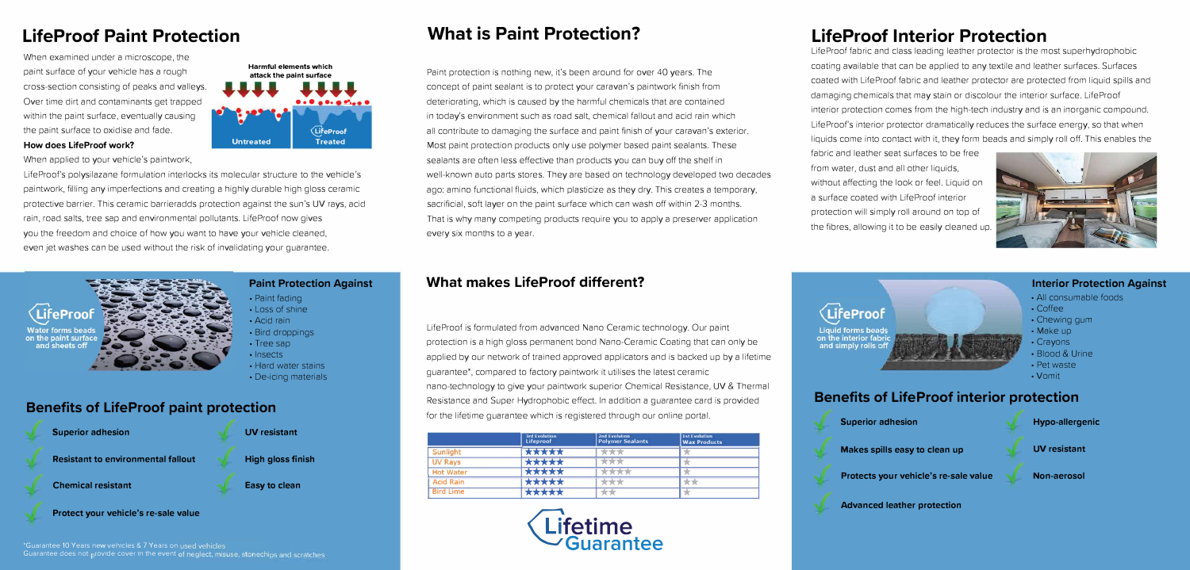## LifeProof Paint Protection

When examined under a microscope, the paint surface of your vehicle has a rough cross-section consisting of peaks and valleys. Over time dirt and contaminants get trapped within the paint surface, eventually causing the paint surface to oxidise and fade.

Harmful elements which attack the paint surface

Untreated

LifeProof Treated

**How does LifeProof work?**

When applied to your vehicle's paintwork, LifeProof's polysilazane formulation interlocks its molecular structure to the vehicle's paintwork, filling any imperfections and creating a highly durable high gloss ceramic protective barrier. This ceramic barrieradds protection against the sun's UV rays, acid rain, road salts, tree sap and environmental pollutants. LifeProof now gives you the freedom and choice of how you want to have your vehicle cleaned, even jet washes can be used without the risk of invalidating your guarantee.

LifeProof
Water forms beads on the paint surface and sheets off

### Paint Protection Against

- Paint fading
- Loss of shine
- Acid rain
- Bird droppings
- Tree sap
- Insects
- Hard water stains
- De-icing materials

## Benefits of LifeProof paint protection

- Superior adhesion
- UV resistant
- Resistant to environmental fallout
- High gloss finish
- Chemical resistant
- Easy to clean
- Protect your vehicle's re-sale value

*Guarantee 10 Years new vehicles & 7 Years on used vehicles
Guarantee does not provide cover in the event of neglect, misuse, stonechips and scratches

## What is Paint Protection?

Paint protection is nothing new, it's been around for over 40 years. The concept of paint sealant is to protect your caravan's paintwork finish from deteriorating, which is caused by the harmful chemicals that are contained in today's environment such as road salt, chemical fallout and acid rain which all contribute to damaging the surface and paint finish of your caravan's exterior. Most paint protection products only use polymer based paint sealants. These sealants are often less effective than products you can buy off the shelf in well-known auto parts stores. They are based on technology developed two decades ago: amino functional fluids, which plasticize as they dry. This creates a temporary, sacrificial, soft layer on the paint surface which can wash off within 2-3 months. That is why many competing products require you to apply a preserver application every six months to a year.

## What makes LifeProof different?

LifeProof is formulated from advanced Nano Ceramic technology. Our paint protection is a high gloss permanent bond Nano-Ceramic Coating that can only be applied by our network of trained approved applicators and is backed up by a lifetime guarantee*, compared to factory paintwork it utilises the latest ceramic nano-technology to give your paintwork superior Chemical Resistance, UV & Thermal Resistance and Super Hydrophobic effect. In addition a guarantee card is provided for the lifetime guarantee which is registered through our online portal.

| | 3rd Evolution Lifeproof | 2nd Evolution Polymer Sealants | 1st Evolution Wax Products |
|---|---|---|---|
| Sunlight | ★★★★★ | ★★★ | ★ |
| UV Rays | ★★★★★ | ★★★ | ★ |
| Hot Water | ★★★★★ | ★★★★ | ★ |
| Acid Rain | ★★★★★ | ★★★ | ★★ |
| Bird Lime | ★★★★★ | ★★ | ★ |

Lifetime Guarantee

## LifeProof Interior Protection

LifeProof fabric and class leading leather protector is the most superhydrophobic coating available that can be applied to any textile and leather surfaces. Surfaces coated with LifeProof fabric and leather protector are protected from liquid spills and damaging chemicals that may stain or discolour the interior surface. LifeProof interior protection comes from the high-tech industry and is an inorganic compound. LifeProof's interior protector dramatically reduces the surface energy, so that when liquids come into contact with it, they form beads and simply roll off. This enables the fabric and leather seat surfaces to be free from water, dust and all other liquids, without affecting the look or feel. Liquid on a surface coated with LifeProof interior protection will simply roll around on top of the fibres, allowing it to be easily cleaned up.

LifeProof
Liquid forms beads on the interior fabric and simply rolls off

### Interior Protection Against

- All consumable foods
- Coffee
- Chewing gum
- Make up
- Crayons
- Blood & Urine
- Pet waste
- Vomit

## Benefits of LifeProof interior protection

- Superior adhesion
- Hypo-allergenic
- Makes spills easy to clean up
- UV resistant
- Protects your vehicle's re-sale value
- Non-aerosol
- Advanced leather protection